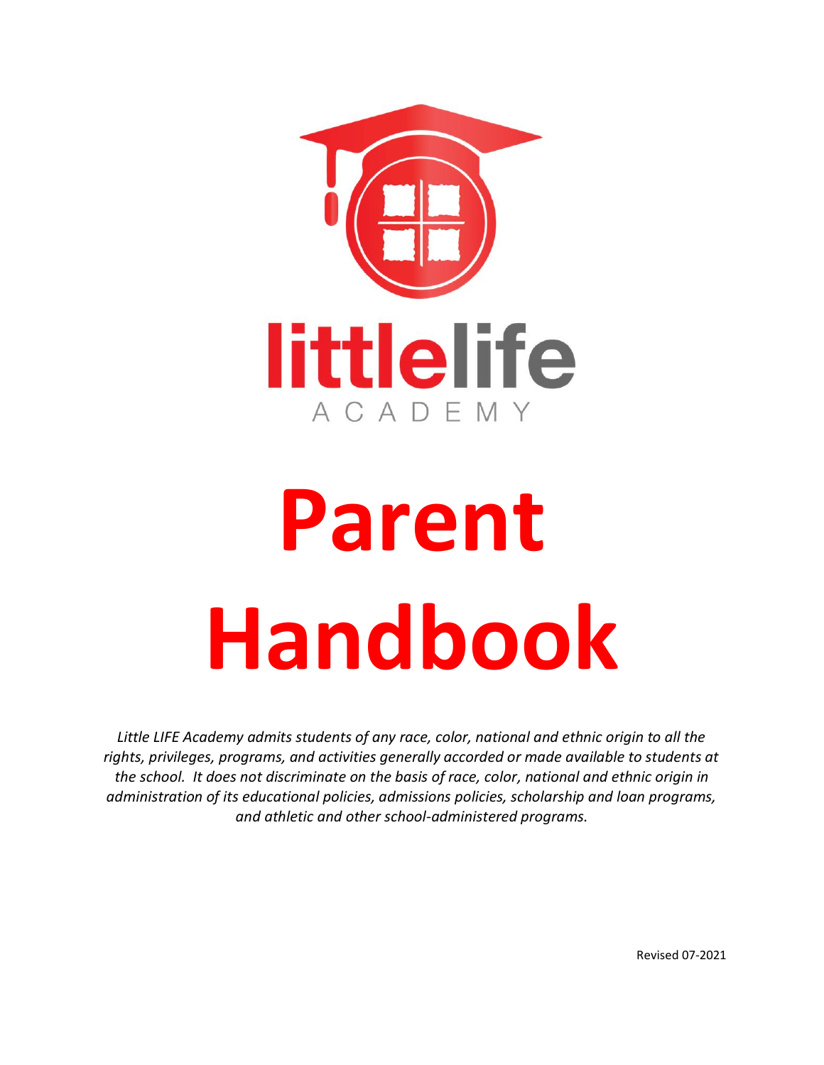littlelife

ACADEMY

# Parent Handbook

*Little LIFE Academy admits students of any race, color, national and ethnic origin to all the rights, privileges, programs, and activities generally accorded or made available to students at the school. It does not discriminate on the basis of race, color, national and ethnic origin in administration of its educational policies, admissions policies, scholarship and loan programs, and athletic and other school-administered programs.*

Revised 07-2021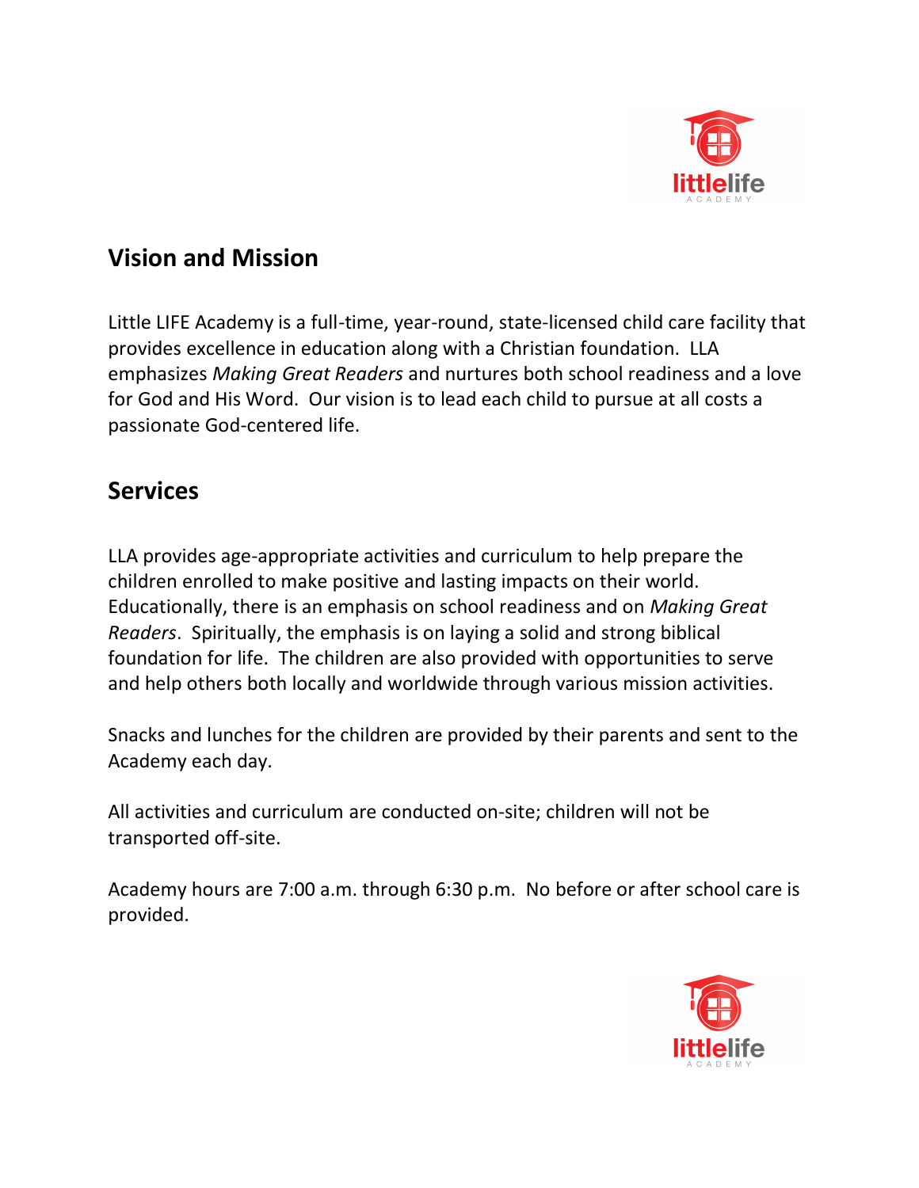## Vision and Mission

Little LIFE Academy is a full-time, year-round, state-licensed child care facility that provides excellence in education along with a Christian foundation. LLA emphasizes *Making Great Readers* and nurtures both school readiness and a love for God and His Word. Our vision is to lead each child to pursue at all costs a passionate God-centered life.

## Services

LLA provides age-appropriate activities and curriculum to help prepare the children enrolled to make positive and lasting impacts on their world. Educationally, there is an emphasis on school readiness and on *Making Great Readers*. Spiritually, the emphasis is on laying a solid and strong biblical foundation for life. The children are also provided with opportunities to serve and help others both locally and worldwide through various mission activities.

Snacks and lunches for the children are provided by their parents and sent to the Academy each day.

All activities and curriculum are conducted on-site; children will not be transported off-site.

Academy hours are 7:00 a.m. through 6:30 p.m. No before or after school care is provided.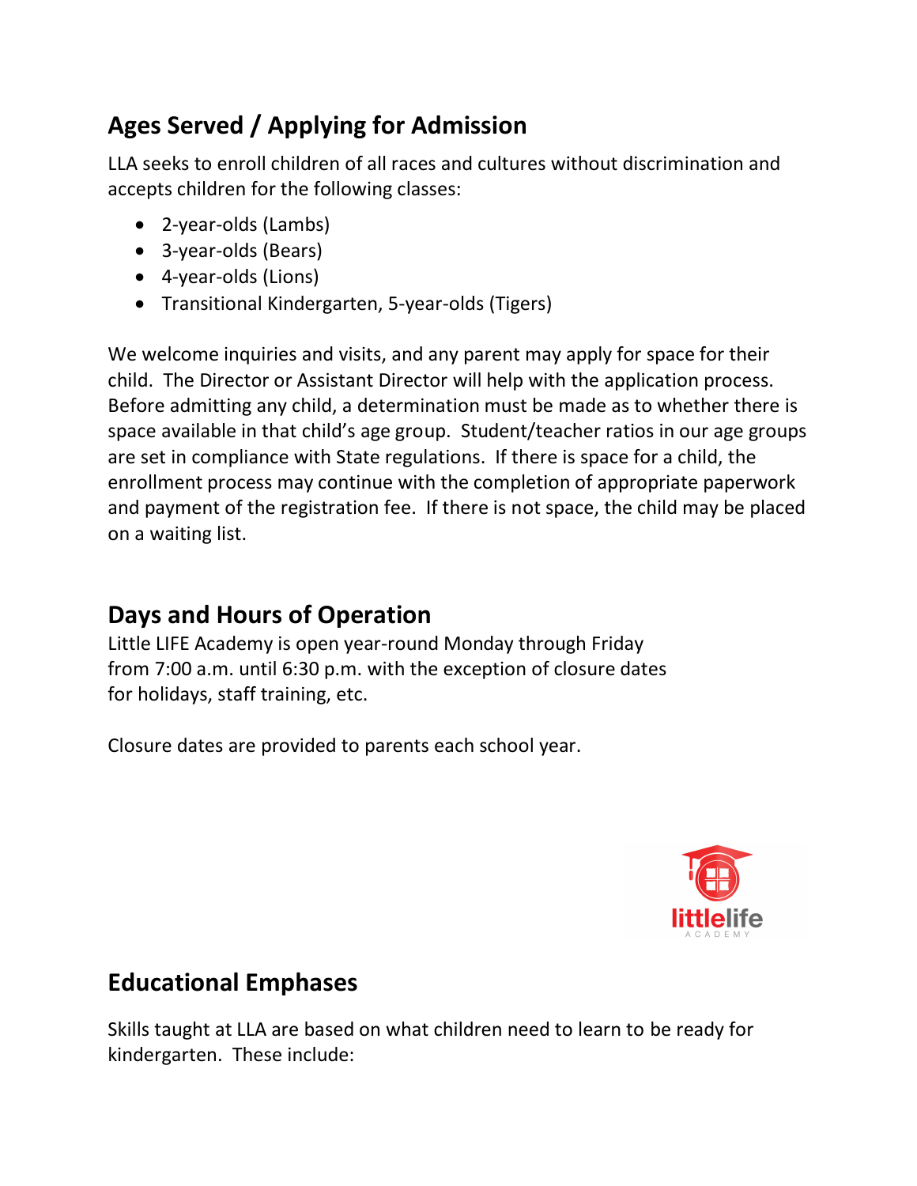## Ages Served / Applying for Admission

LLA seeks to enroll children of all races and cultures without discrimination and accepts children for the following classes:

- 2-year-olds (Lambs)
- 3-year-olds (Bears)
- 4-year-olds (Lions)
- Transitional Kindergarten, 5-year-olds (Tigers)

We welcome inquiries and visits, and any parent may apply for space for their child. The Director or Assistant Director will help with the application process. Before admitting any child, a determination must be made as to whether there is space available in that child's age group. Student/teacher ratios in our age groups are set in compliance with State regulations. If there is space for a child, the enrollment process may continue with the completion of appropriate paperwork and payment of the registration fee. If there is not space, the child may be placed on a waiting list.

## Days and Hours of Operation

Little LIFE Academy is open year-round Monday through Friday from 7:00 a.m. until 6:30 p.m. with the exception of closure dates for holidays, staff training, etc.

Closure dates are provided to parents each school year.

## Educational Emphases

Skills taught at LLA are based on what children need to learn to be ready for kindergarten. These include: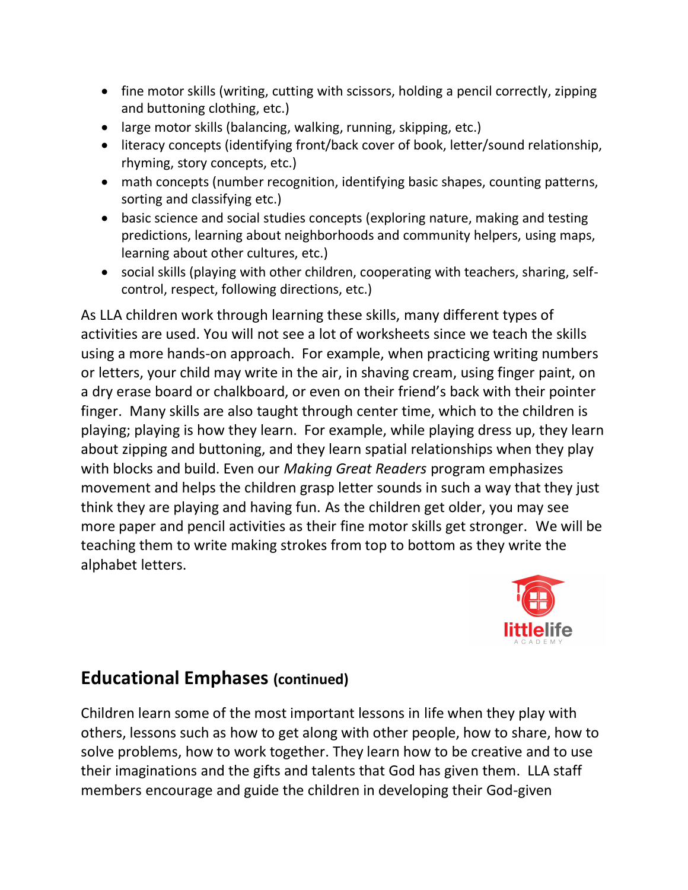- fine motor skills (writing, cutting with scissors, holding a pencil correctly, zipping and buttoning clothing, etc.)
- large motor skills (balancing, walking, running, skipping, etc.)
- literacy concepts (identifying front/back cover of book, letter/sound relationship, rhyming, story concepts, etc.)
- math concepts (number recognition, identifying basic shapes, counting patterns, sorting and classifying etc.)
- basic science and social studies concepts (exploring nature, making and testing predictions, learning about neighborhoods and community helpers, using maps, learning about other cultures, etc.)
- social skills (playing with other children, cooperating with teachers, sharing, self-control, respect, following directions, etc.)

As LLA children work through learning these skills, many different types of activities are used. You will not see a lot of worksheets since we teach the skills using a more hands-on approach. For example, when practicing writing numbers or letters, your child may write in the air, in shaving cream, using finger paint, on a dry erase board or chalkboard, or even on their friend's back with their pointer finger. Many skills are also taught through center time, which to the children is playing; playing is how they learn. For example, while playing dress up, they learn about zipping and buttoning, and they learn spatial relationships when they play with blocks and build. Even our *Making Great Readers* program emphasizes movement and helps the children grasp letter sounds in such a way that they just think they are playing and having fun. As the children get older, you may see more paper and pencil activities as their fine motor skills get stronger. We will be teaching them to write making strokes from top to bottom as they write the alphabet letters.

## Educational Emphases (continued)

Children learn some of the most important lessons in life when they play with others, lessons such as how to get along with other people, how to share, how to solve problems, how to work together. They learn how to be creative and to use their imaginations and the gifts and talents that God has given them. LLA staff members encourage and guide the children in developing their God-given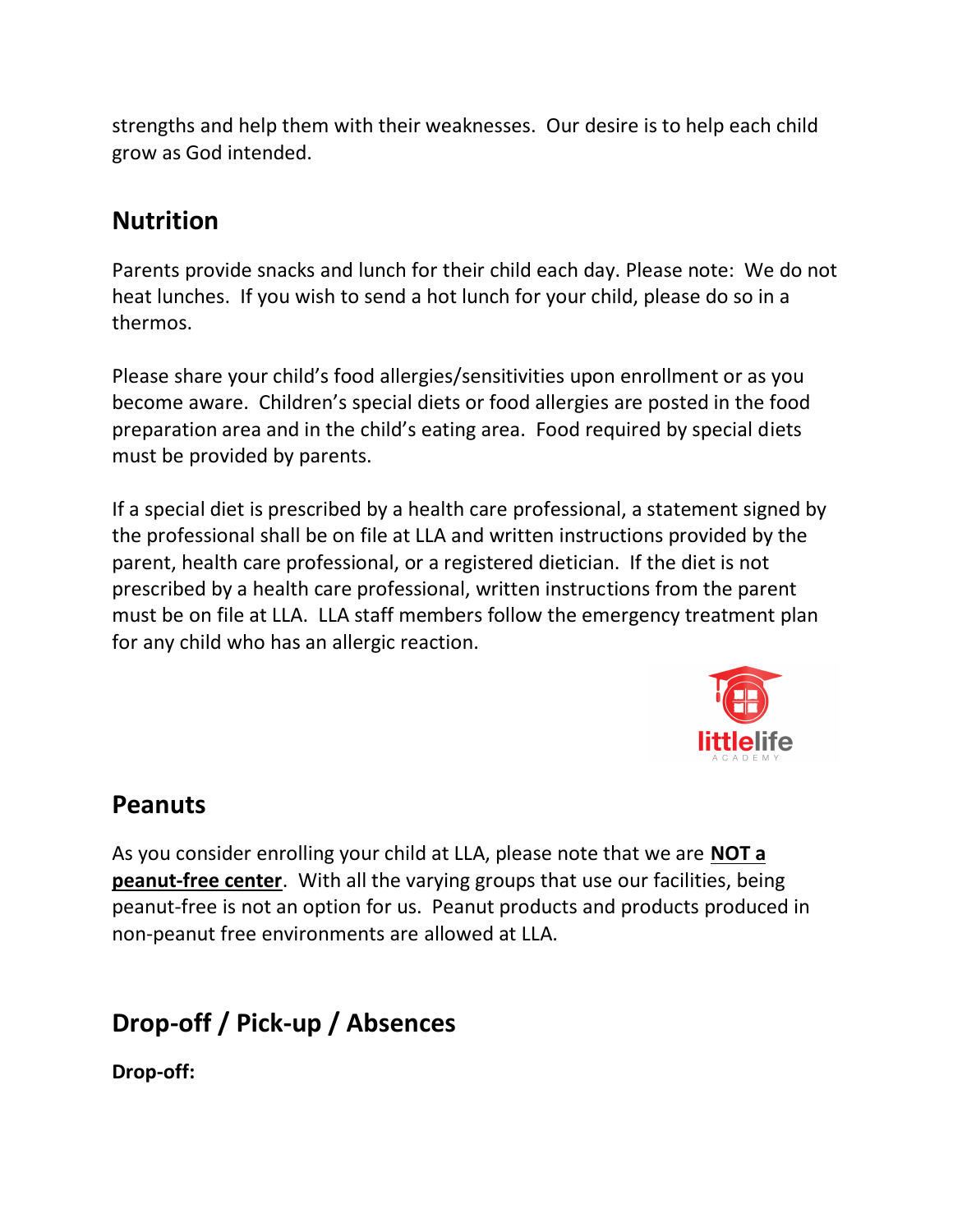strengths and help them with their weaknesses. Our desire is to help each child grow as God intended.

## Nutrition

Parents provide snacks and lunch for their child each day. Please note: We do not heat lunches. If you wish to send a hot lunch for your child, please do so in a thermos.

Please share your child's food allergies/sensitivities upon enrollment or as you become aware. Children's special diets or food allergies are posted in the food preparation area and in the child's eating area. Food required by special diets must be provided by parents.

If a special diet is prescribed by a health care professional, a statement signed by the professional shall be on file at LLA and written instructions provided by the parent, health care professional, or a registered dietician. If the diet is not prescribed by a health care professional, written instructions from the parent must be on file at LLA. LLA staff members follow the emergency treatment plan for any child who has an allergic reaction.

## Peanuts

As you consider enrolling your child at LLA, please note that we are **NOT a peanut-free center**. With all the varying groups that use our facilities, being peanut-free is not an option for us. Peanut products and products produced in non-peanut free environments are allowed at LLA.

## Drop-off / Pick-up / Absences

**Drop-off:**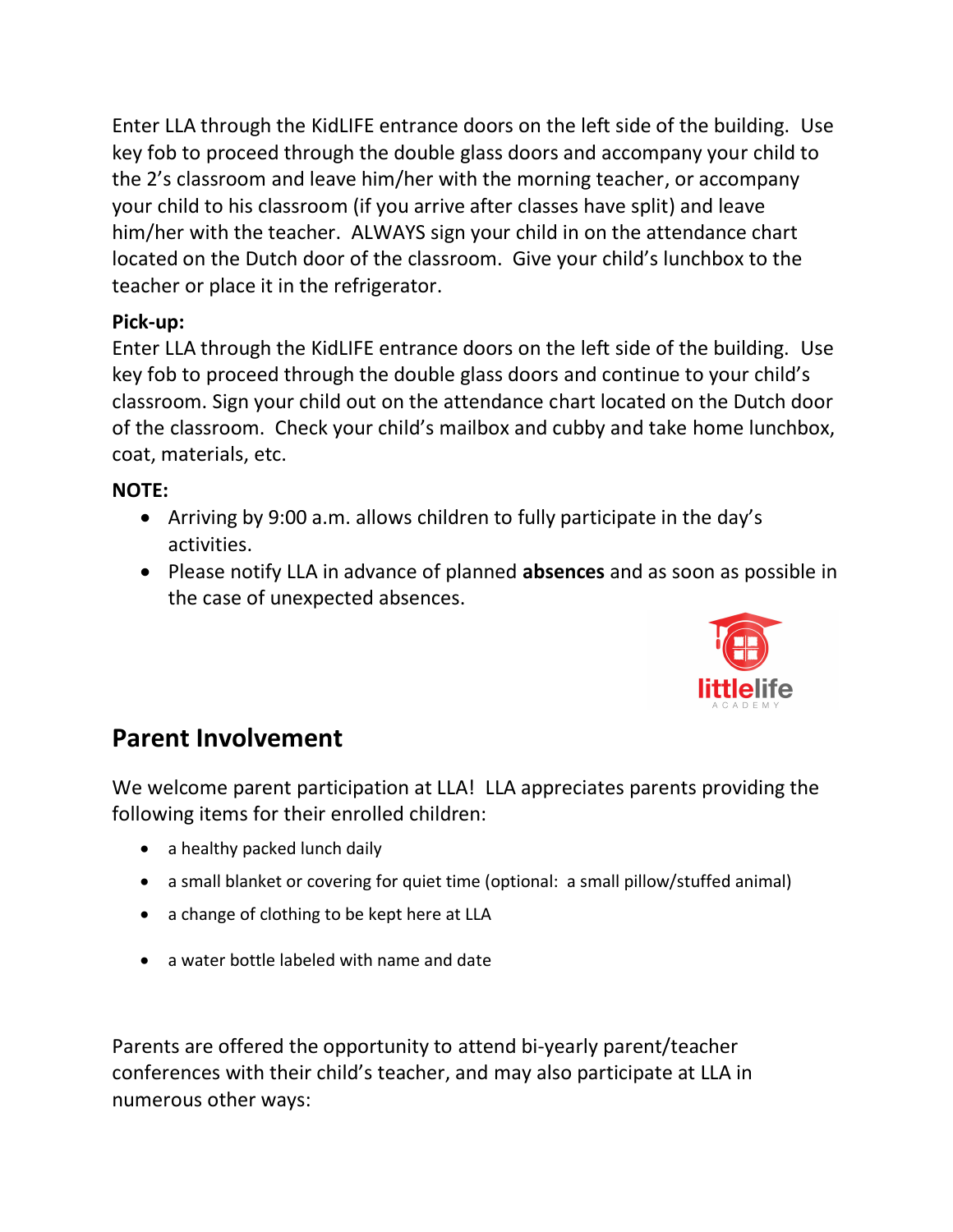Enter LLA through the KidLIFE entrance doors on the left side of the building. Use key fob to proceed through the double glass doors and accompany your child to the 2's classroom and leave him/her with the morning teacher, or accompany your child to his classroom (if you arrive after classes have split) and leave him/her with the teacher. ALWAYS sign your child in on the attendance chart located on the Dutch door of the classroom. Give your child's lunchbox to the teacher or place it in the refrigerator.

**Pick-up:**
Enter LLA through the KidLIFE entrance doors on the left side of the building. Use key fob to proceed through the double glass doors and continue to your child's classroom. Sign your child out on the attendance chart located on the Dutch door of the classroom. Check your child's mailbox and cubby and take home lunchbox, coat, materials, etc.

**NOTE:**

- Arriving by 9:00 a.m. allows children to fully participate in the day's activities.
- Please notify LLA in advance of planned **absences** and as soon as possible in the case of unexpected absences.

## Parent Involvement

We welcome parent participation at LLA! LLA appreciates parents providing the following items for their enrolled children:

- a healthy packed lunch daily
- a small blanket or covering for quiet time (optional: a small pillow/stuffed animal)
- a change of clothing to be kept here at LLA
- a water bottle labeled with name and date

Parents are offered the opportunity to attend bi-yearly parent/teacher conferences with their child's teacher, and may also participate at LLA in numerous other ways: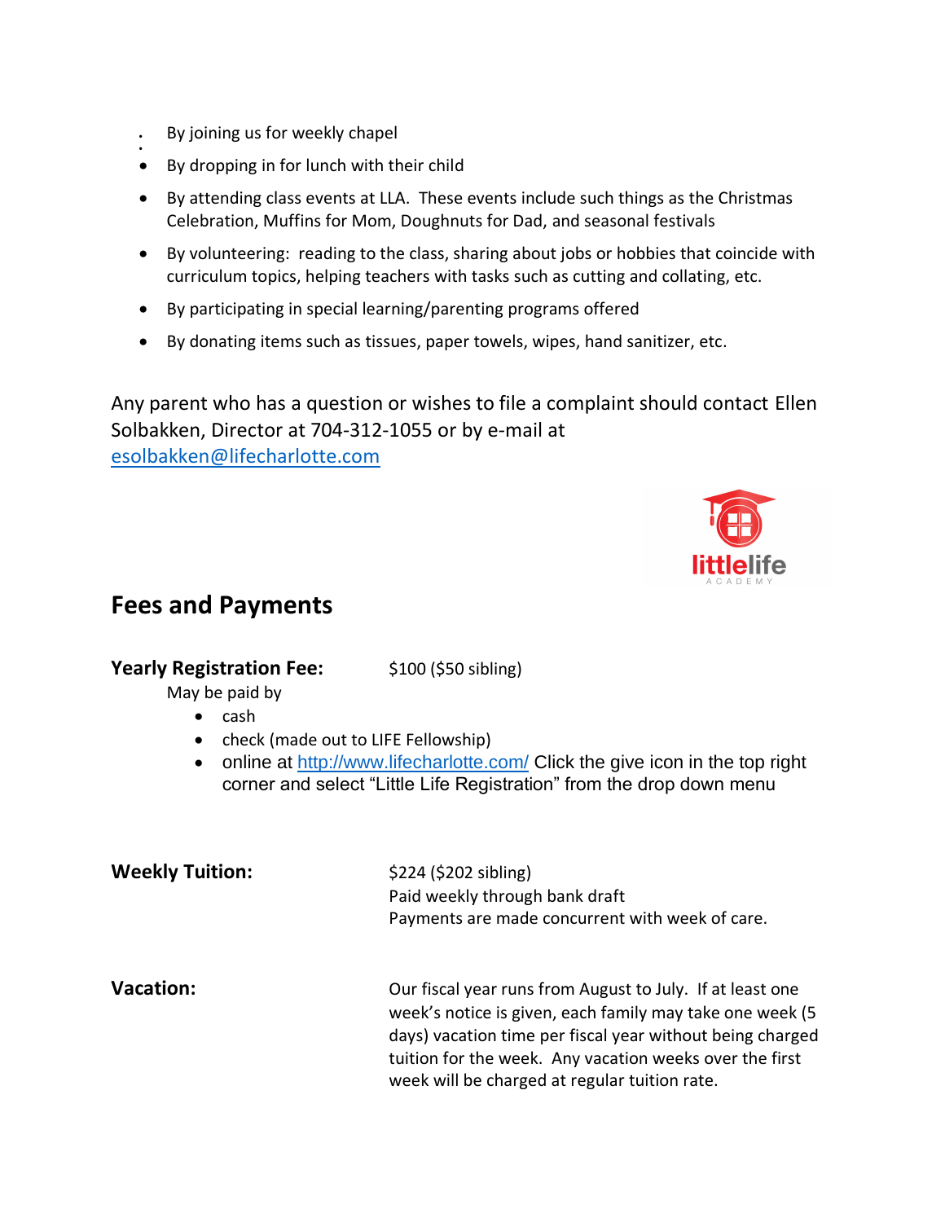- By joining us for weekly chapel
- By dropping in for lunch with their child
- By attending class events at LLA. These events include such things as the Christmas Celebration, Muffins for Mom, Doughnuts for Dad, and seasonal festivals
- By volunteering: reading to the class, sharing about jobs or hobbies that coincide with curriculum topics, helping teachers with tasks such as cutting and collating, etc.
- By participating in special learning/parenting programs offered
- By donating items such as tissues, paper towels, wipes, hand sanitizer, etc.

Any parent who has a question or wishes to file a complaint should contact Ellen Solbakken, Director at 704-312-1055 or by e-mail at esolbakken@lifecharlotte.com

## Fees and Payments

**Yearly Registration Fee:** $100 ($50 sibling)

May be paid by

- cash
- check (made out to LIFE Fellowship)
- online at http://www.lifecharlotte.com/ Click the give icon in the top right corner and select "Little Life Registration" from the drop down menu

**Weekly Tuition:** $224 ($202 sibling)
Paid weekly through bank draft
Payments are made concurrent with week of care.

**Vacation:** Our fiscal year runs from August to July. If at least one week's notice is given, each family may take one week (5 days) vacation time per fiscal year without being charged tuition for the week. Any vacation weeks over the first week will be charged at regular tuition rate.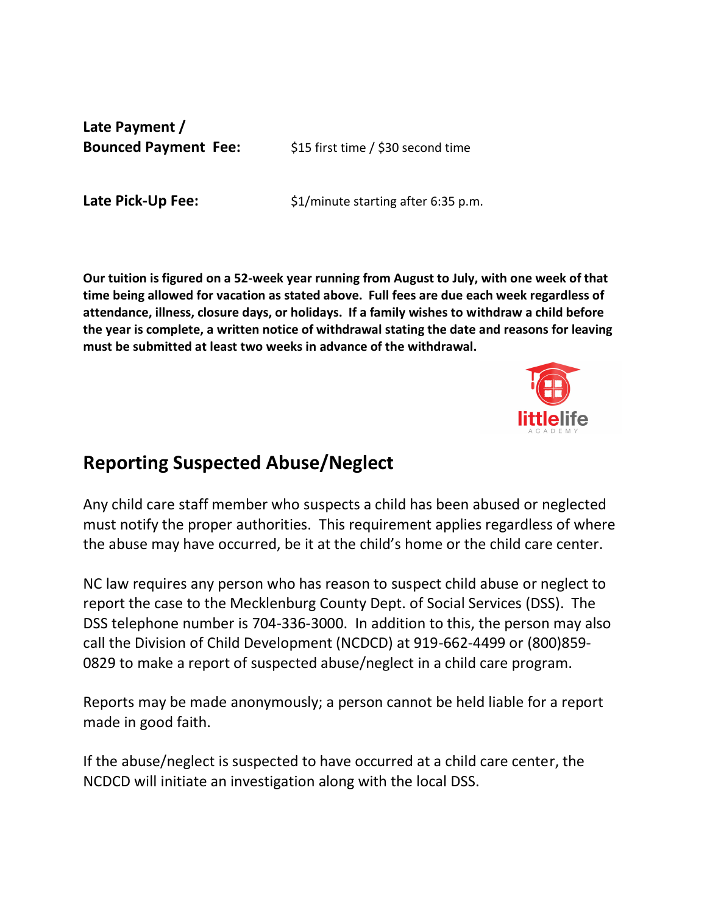**Late Payment / Bounced Payment Fee:** $15 first time / $30 second time

**Late Pick-Up Fee:** $1/minute starting after 6:35 p.m.

**Our tuition is figured on a 52-week year running from August to July, with one week of that time being allowed for vacation as stated above. Full fees are due each week regardless of attendance, illness, closure days, or holidays. If a family wishes to withdraw a child before the year is complete, a written notice of withdrawal stating the date and reasons for leaving must be submitted at least two weeks in advance of the withdrawal.**

## Reporting Suspected Abuse/Neglect

Any child care staff member who suspects a child has been abused or neglected must notify the proper authorities. This requirement applies regardless of where the abuse may have occurred, be it at the child's home or the child care center.

NC law requires any person who has reason to suspect child abuse or neglect to report the case to the Mecklenburg County Dept. of Social Services (DSS). The DSS telephone number is 704-336-3000. In addition to this, the person may also call the Division of Child Development (NCDCD) at 919-662-4499 or (800)859-0829 to make a report of suspected abuse/neglect in a child care program.

Reports may be made anonymously; a person cannot be held liable for a report made in good faith.

If the abuse/neglect is suspected to have occurred at a child care center, the NCDCD will initiate an investigation along with the local DSS.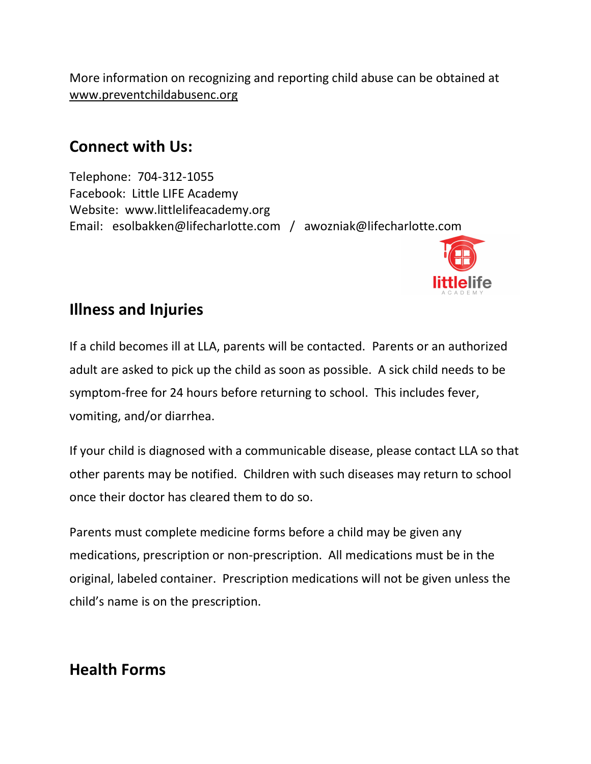More information on recognizing and reporting child abuse can be obtained at www.preventchildabusenc.org

## Connect with Us:

Telephone: 704-312-1055
Facebook: Little LIFE Academy
Website: www.littlelifeacademy.org
Email: esolbakken@lifecharlotte.com / awozniak@lifecharlotte.com

## Illness and Injuries

If a child becomes ill at LLA, parents will be contacted. Parents or an authorized adult are asked to pick up the child as soon as possible. A sick child needs to be symptom-free for 24 hours before returning to school. This includes fever, vomiting, and/or diarrhea.

If your child is diagnosed with a communicable disease, please contact LLA so that other parents may be notified. Children with such diseases may return to school once their doctor has cleared them to do so.

Parents must complete medicine forms before a child may be given any medications, prescription or non-prescription. All medications must be in the original, labeled container. Prescription medications will not be given unless the child's name is on the prescription.

## Health Forms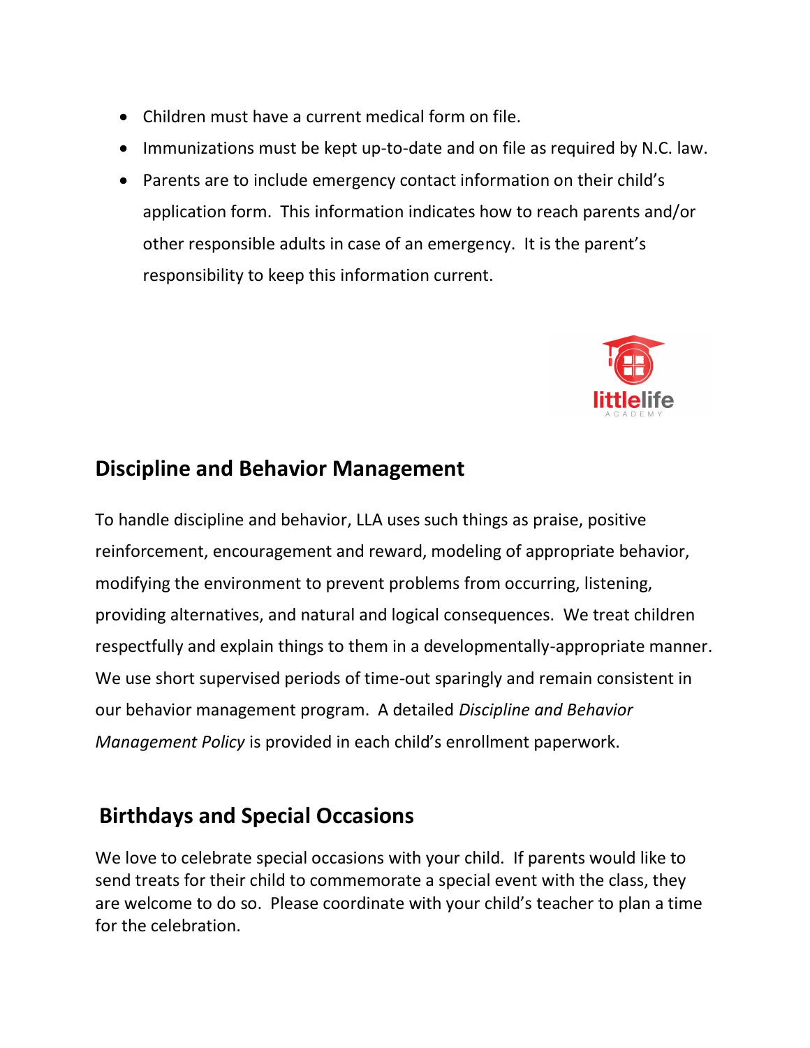- Children must have a current medical form on file.
- Immunizations must be kept up-to-date and on file as required by N.C. law.
- Parents are to include emergency contact information on their child's application form. This information indicates how to reach parents and/or other responsible adults in case of an emergency. It is the parent's responsibility to keep this information current.

## Discipline and Behavior Management

To handle discipline and behavior, LLA uses such things as praise, positive reinforcement, encouragement and reward, modeling of appropriate behavior, modifying the environment to prevent problems from occurring, listening, providing alternatives, and natural and logical consequences. We treat children respectfully and explain things to them in a developmentally-appropriate manner. We use short supervised periods of time-out sparingly and remain consistent in our behavior management program. A detailed *Discipline and Behavior Management Policy* is provided in each child's enrollment paperwork.

## Birthdays and Special Occasions

We love to celebrate special occasions with your child. If parents would like to send treats for their child to commemorate a special event with the class, they are welcome to do so. Please coordinate with your child's teacher to plan a time for the celebration.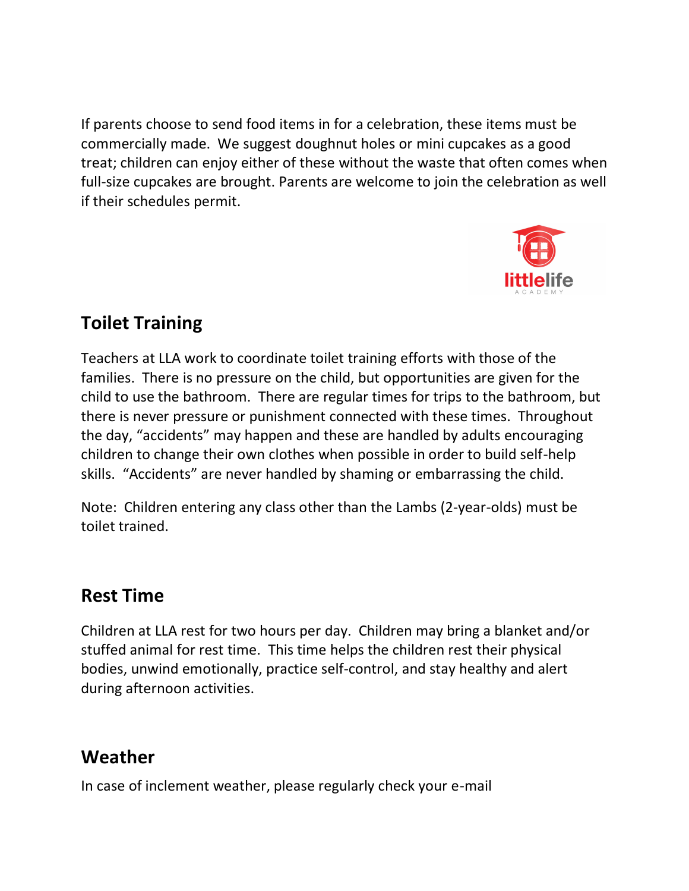If parents choose to send food items in for a celebration, these items must be commercially made. We suggest doughnut holes or mini cupcakes as a good treat; children can enjoy either of these without the waste that often comes when full-size cupcakes are brought. Parents are welcome to join the celebration as well if their schedules permit.

## Toilet Training

Teachers at LLA work to coordinate toilet training efforts with those of the families. There is no pressure on the child, but opportunities are given for the child to use the bathroom. There are regular times for trips to the bathroom, but there is never pressure or punishment connected with these times. Throughout the day, “accidents” may happen and these are handled by adults encouraging children to change their own clothes when possible in order to build self-help skills. “Accidents” are never handled by shaming or embarrassing the child.

Note: Children entering any class other than the Lambs (2-year-olds) must be toilet trained.

## Rest Time

Children at LLA rest for two hours per day. Children may bring a blanket and/or stuffed animal for rest time. This time helps the children rest their physical bodies, unwind emotionally, practice self-control, and stay healthy and alert during afternoon activities.

## Weather

In case of inclement weather, please regularly check your e-mail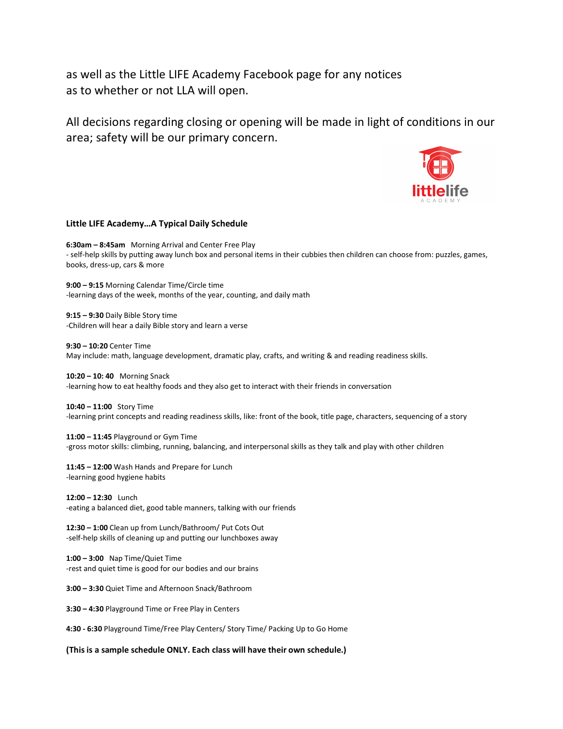as well as the Little LIFE Academy Facebook page for any notices as to whether or not LLA will open.

All decisions regarding closing or opening will be made in light of conditions in our area; safety will be our primary concern.

**Little LIFE Academy…A Typical Daily Schedule**

**6:30am – 8:45am** Morning Arrival and Center Free Play
- self-help skills by putting away lunch box and personal items in their cubbies then children can choose from: puzzles, games, books, dress-up, cars & more

**9:00 – 9:15** Morning Calendar Time/Circle time
-learning days of the week, months of the year, counting, and daily math

**9:15 – 9:30** Daily Bible Story time
-Children will hear a daily Bible story and learn a verse

**9:30 – 10:20** Center Time
May include: math, language development, dramatic play, crafts, and writing & and reading readiness skills.

**10:20 – 10: 40** Morning Snack
-learning how to eat healthy foods and they also get to interact with their friends in conversation

**10:40 – 11:00** Story Time
-learning print concepts and reading readiness skills, like: front of the book, title page, characters, sequencing of a story

**11:00 – 11:45** Playground or Gym Time
-gross motor skills: climbing, running, balancing, and interpersonal skills as they talk and play with other children

**11:45 – 12:00** Wash Hands and Prepare for Lunch
-learning good hygiene habits

**12:00 – 12:30** Lunch
-eating a balanced diet, good table manners, talking with our friends

**12:30 – 1:00** Clean up from Lunch/Bathroom/ Put Cots Out
-self-help skills of cleaning up and putting our lunchboxes away

**1:00 – 3:00** Nap Time/Quiet Time
-rest and quiet time is good for our bodies and our brains

**3:00 – 3:30** Quiet Time and Afternoon Snack/Bathroom

**3:30 – 4:30** Playground Time or Free Play in Centers

**4:30 - 6:30** Playground Time/Free Play Centers/ Story Time/ Packing Up to Go Home

**(This is a sample schedule ONLY. Each class will have their own schedule.)**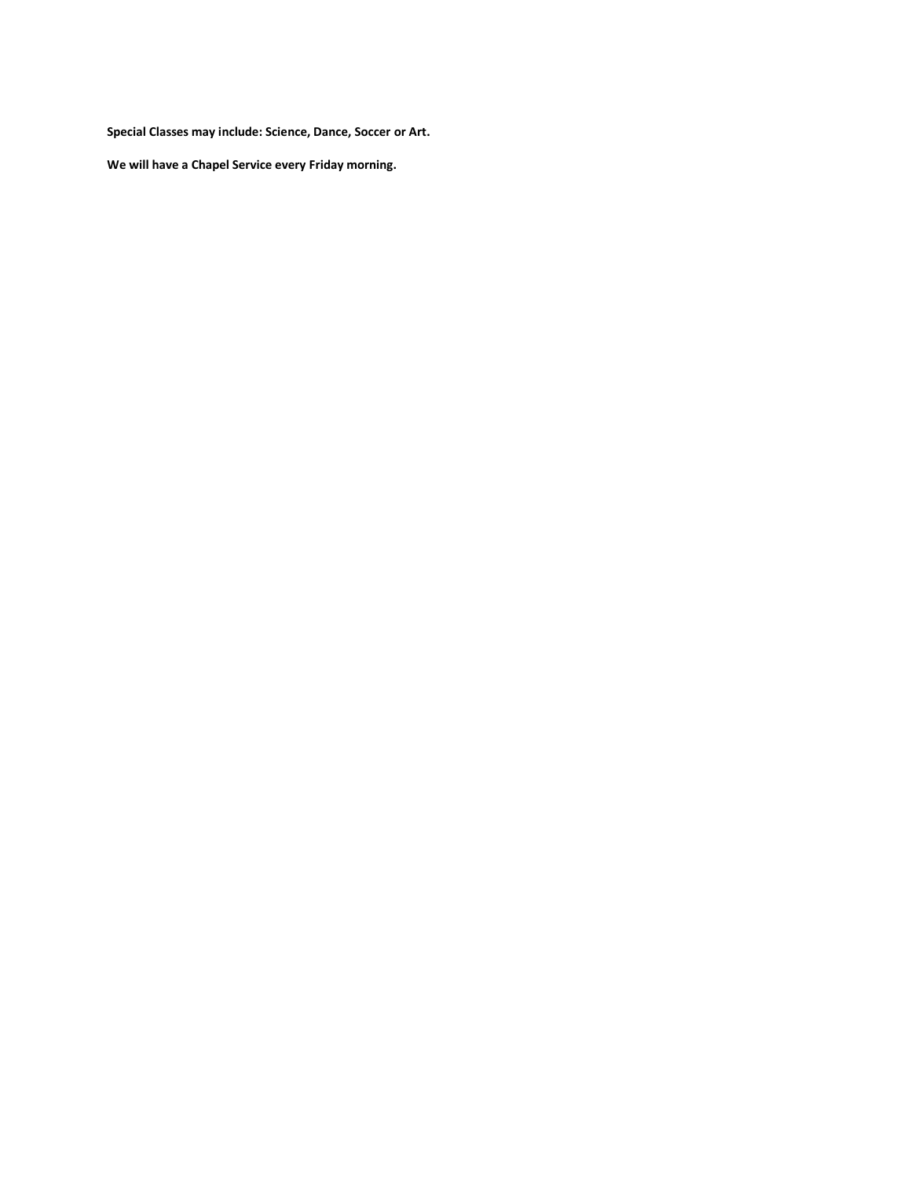**Special Classes may include: Science, Dance, Soccer or Art.**

**We will have a Chapel Service every Friday morning.**